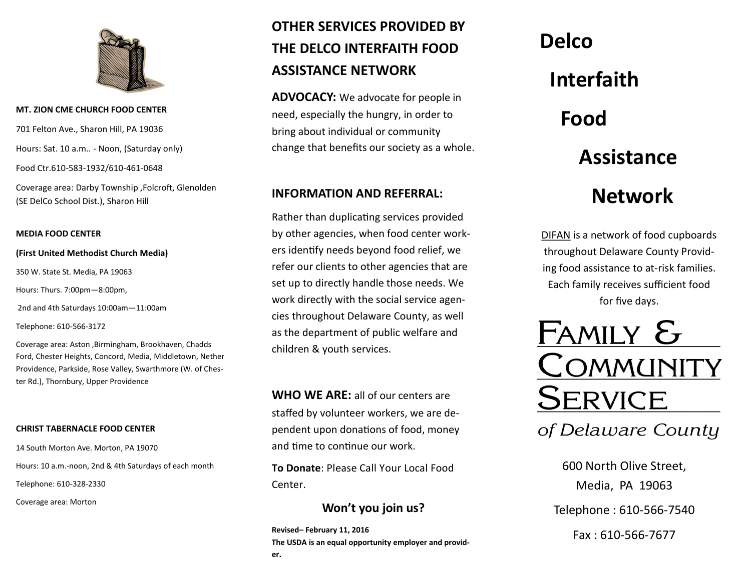**MT. ZION CME CHURCH FOOD CENTER**

701 Felton Ave., Sharon Hill, PA 19036

Hours: Sat. 10 a.m.. - Noon, (Saturday only)

Food Ctr.610-583-1932/610-461-0648

Coverage area: Darby Township ,Folcroft, Glenolden (SE DelCo School Dist.), Sharon Hill

**MEDIA FOOD CENTER**

**(First United Methodist Church Media)**

350 W. State St. Media, PA 19063

Hours: Thurs. 7:00pm—8:00pm,

2nd and 4th Saturdays 10:00am—11:00am

Telephone: 610-566-3172

Coverage area: Aston ,Birmingham, Brookhaven, Chadds Ford, Chester Heights, Concord, Media, Middletown, Nether Providence, Parkside, Rose Valley, Swarthmore (W. of Chester Rd.), Thornbury, Upper Providence

**CHRIST TABERNACLE FOOD CENTER**

14 South Morton Ave. Morton, PA 19070

Hours: 10 a.m.-noon, 2nd & 4th Saturdays of each month

Telephone: 610-328-2330

Coverage area: Morton

## OTHER SERVICES PROVIDED BY THE DELCO INTERFAITH FOOD ASSISTANCE NETWORK

**ADVOCACY:** We advocate for people in need, especially the hungry, in order to bring about individual or community change that benefits our society as a whole.

**INFORMATION AND REFERRAL:**

Rather than duplicating services provided by other agencies, when food center workers identify needs beyond food relief, we refer our clients to other agencies that are set up to directly handle those needs. We work directly with the social service agencies throughout Delaware County, as well as the department of public welfare and children & youth services.

**WHO WE ARE:** all of our centers are staffed by volunteer workers, we are dependent upon donations of food, money and time to continue our work.

**To Donate**: Please Call Your Local Food Center.

**Won't you join us?**

**Revised– February 11, 2016**
**The USDA is an equal opportunity employer and provider.**

# Delco Interfaith Food Assistance Network

DIFAN is a network of food cupboards throughout Delaware County Providing food assistance to at-risk families. Each family receives sufficient food for five days.

FAMILY & COMMUNITY SERVICE

*of Delaware County*

600 North Olive Street,
Media, PA 19063

Telephone : 610-566-7540

Fax : 610-566-7677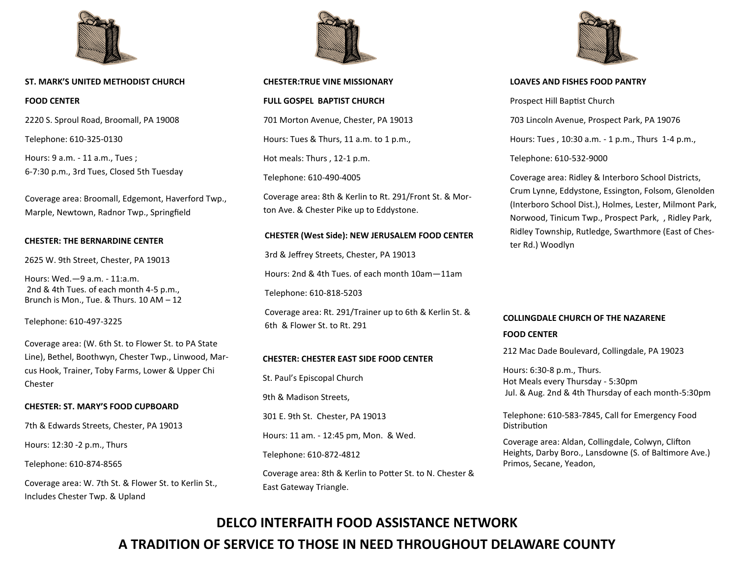**ST. MARK'S UNITED METHODIST CHURCH**

**FOOD CENTER**

2220 S. Sproul Road, Broomall, PA 19008

Telephone: 610-325-0130

Hours: 9 a.m. - 11 a.m., Tues ;
6-7:30 p.m., 3rd Tues, Closed 5th Tuesday

Coverage area: Broomall, Edgemont, Haverford Twp., Marple, Newtown, Radnor Twp., Springfield

**CHESTER: THE BERNARDINE CENTER**

2625 W. 9th Street, Chester, PA 19013

Hours: Wed.—9 a.m. - 11:a.m.
2nd & 4th Tues. of each month 4-5 p.m.,
Brunch is Mon., Tue. & Thurs. 10 AM – 12

Telephone: 610-497-3225

Coverage area: (W. 6th St. to Flower St. to PA State Line), Bethel, Boothwyn, Chester Twp., Linwood, Marcus Hook, Trainer, Toby Farms, Lower & Upper Chi Chester

**CHESTER: ST. MARY'S FOOD CUPBOARD**

7th & Edwards Streets, Chester, PA 19013

Hours: 12:30 -2 p.m., Thurs

Telephone: 610-874-8565

Coverage area: W. 7th St. & Flower St. to Kerlin St., Includes Chester Twp. & Upland

**CHESTER:TRUE VINE MISSIONARY**

**FULL GOSPEL BAPTIST CHURCH**

701 Morton Avenue, Chester, PA 19013

Hours: Tues & Thurs, 11 a.m. to 1 p.m.,

Hot meals: Thurs , 12-1 p.m.

Telephone: 610-490-4005

Coverage area: 8th & Kerlin to Rt. 291/Front St. & Morton Ave. & Chester Pike up to Eddystone.

**CHESTER (West Side): NEW JERUSALEM FOOD CENTER**

3rd & Jeffrey Streets, Chester, PA 19013

Hours: 2nd & 4th Tues. of each month 10am—11am

Telephone: 610-818-5203

Coverage area: Rt. 291/Trainer up to 6th & Kerlin St. & 6th & Flower St. to Rt. 291

**CHESTER: CHESTER EAST SIDE FOOD CENTER**

St. Paul's Episcopal Church

9th & Madison Streets,

301 E. 9th St. Chester, PA 19013

Hours: 11 am. - 12:45 pm, Mon. & Wed.

Telephone: 610-872-4812

Coverage area: 8th & Kerlin to Potter St. to N. Chester & East Gateway Triangle.

**LOAVES AND FISHES FOOD PANTRY**

Prospect Hill Baptist Church

703 Lincoln Avenue, Prospect Park, PA 19076

Hours: Tues , 10:30 a.m. - 1 p.m., Thurs 1-4 p.m.,

Telephone: 610-532-9000

Coverage area: Ridley & Interboro School Districts, Crum Lynne, Eddystone, Essington, Folsom, Glenolden (Interboro School Dist.), Holmes, Lester, Milmont Park, Norwood, Tinicum Twp., Prospect Park, , Ridley Park, Ridley Township, Rutledge, Swarthmore (East of Chester Rd.) Woodlyn

**COLLINGDALE CHURCH OF THE NAZARENE**

**FOOD CENTER**

212 Mac Dade Boulevard, Collingdale, PA 19023

Hours: 6:30-8 p.m., Thurs.
Hot Meals every Thursday - 5:30pm
Jul. & Aug. 2nd & 4th Thursday of each month-5:30pm

Telephone: 610-583-7845, Call for Emergency Food Distribution

Coverage area: Aldan, Collingdale, Colwyn, Clifton Heights, Darby Boro., Lansdowne (S. of Baltimore Ave.) Primos, Secane, Yeadon,

## DELCO INTERFAITH FOOD ASSISTANCE NETWORK

## A TRADITION OF SERVICE TO THOSE IN NEED THROUGHOUT DELAWARE COUNTY